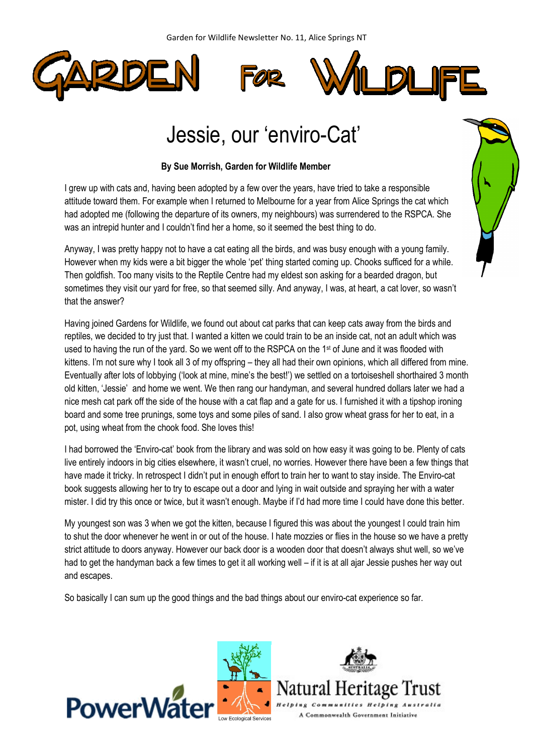# GARDEN FOR WILDLIFE

## Jessie, our 'enviro-Cat'

**By Sue Morrish, Garden for Wildlife Member**

I grew up with cats and, having been adopted by a few over the years, have tried to take a responsible attitude toward them. For example when I returned to Melbourne for a year from Alice Springs the cat which had adopted me (following the departure of its owners, my neighbours) was surrendered to the RSPCA. She was an intrepid hunter and I couldn't find her a home, so it seemed the best thing to do.

Anyway, I was pretty happy not to have a cat eating all the birds, and was busy enough with a young family. However when my kids were a bit bigger the whole 'pet' thing started coming up. Chooks sufficed for a while. Then goldfish. Too many visits to the Reptile Centre had my eldest son asking for a bearded dragon, but sometimes they visit our yard for free, so that seemed silly. And anyway, I was, at heart, a cat lover, so wasn't that the answer?

Having joined Gardens for Wildlife, we found out about cat parks that can keep cats away from the birds and reptiles, we decided to try just that. I wanted a kitten we could train to be an inside cat, not an adult which was used to having the run of the yard. So we went off to the RSPCA on the 1st of June and it was flooded with kittens. I'm not sure why I took all 3 of my offspring – they all had their own opinions, which all differed from mine. Eventually after lots of lobbying ('look at mine, mine's the best!') we settled on a tortoiseshell shorthaired 3 month old kitten, 'Jessie' and home we went. We then rang our handyman, and several hundred dollars later we had a nice mesh cat park off the side of the house with a cat flap and a gate for us. I furnished it with a tipshop ironing board and some tree prunings, some toys and some piles of sand. I also grow wheat grass for her to eat, in a pot, using wheat from the chook food. She loves this!

I had borrowed the 'Enviro-cat' book from the library and was sold on how easy it was going to be. Plenty of cats live entirely indoors in big cities elsewhere, it wasn't cruel, no worries. However there have been a few things that have made it tricky. In retrospect I didn't put in enough effort to train her to want to stay inside. The Enviro-cat book suggests allowing her to try to escape out a door and lying in wait outside and spraying her with a water mister. I did try this once or twice, but it wasn't enough. Maybe if I'd had more time I could have done this better.

My youngest son was 3 when we got the kitten, because I figured this was about the youngest I could train him to shut the door whenever he went in or out of the house. I hate mozzies or flies in the house so we have a pretty strict attitude to doors anyway. However our back door is a wooden door that doesn't always shut well, so we've had to get the handyman back a few times to get it all working well – if it is at all ajar Jessie pushes her way out and escapes.

So basically I can sum up the good things and the bad things about our enviro-cat experience so far.

PowerWater | Low Ecological Services | Natural Heritage Trust — Helping Communities Helping Australia — A Commonwealth Government Initiative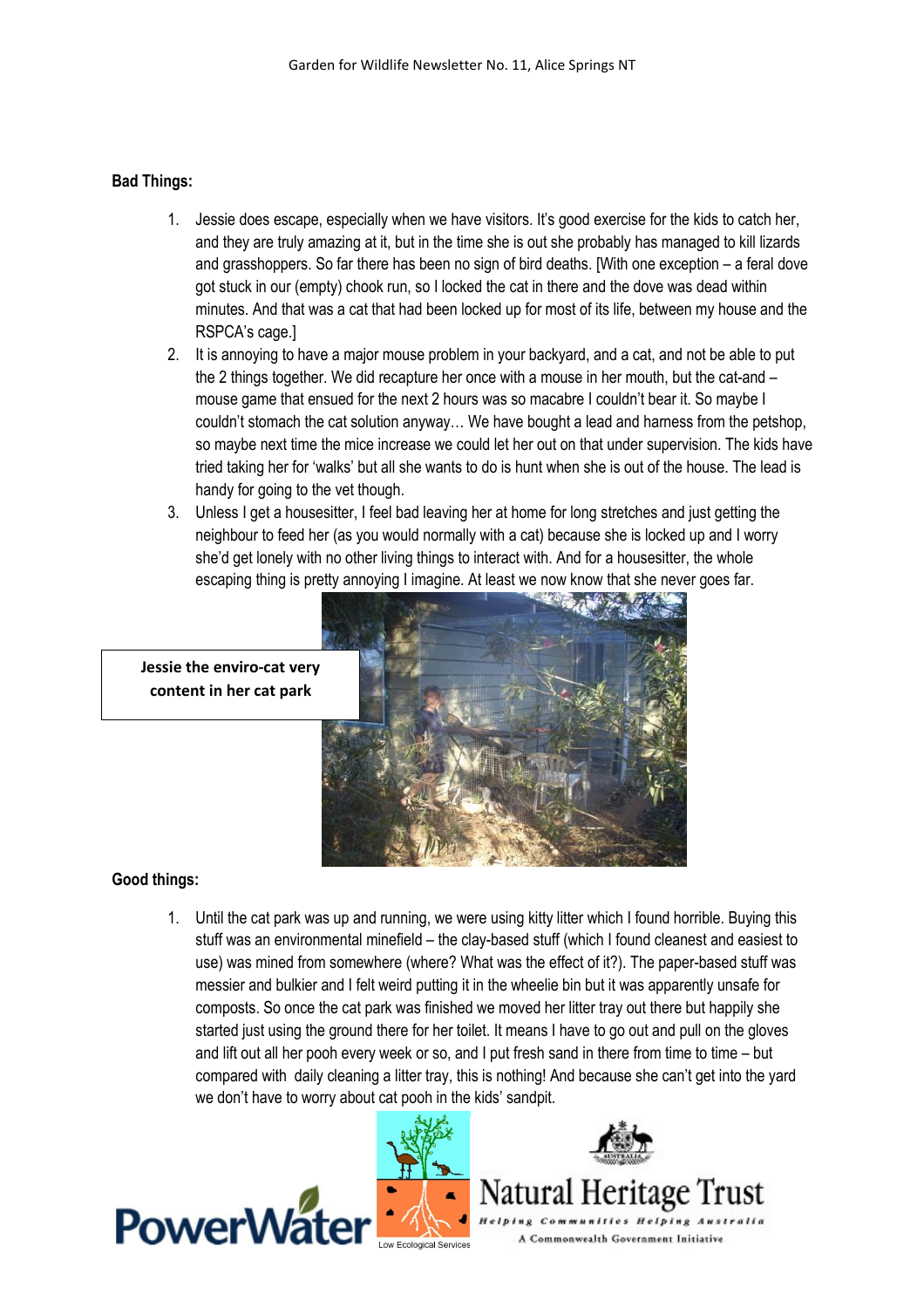**Bad Things:**

1. Jessie does escape, especially when we have visitors. It's good exercise for the kids to catch her, and they are truly amazing at it, but in the time she is out she probably has managed to kill lizards and grasshoppers. So far there has been no sign of bird deaths. [With one exception – a feral dove got stuck in our (empty) chook run, so I locked the cat in there and the dove was dead within minutes. And that was a cat that had been locked up for most of its life, between my house and the RSPCA's cage.]
2. It is annoying to have a major mouse problem in your backyard, and a cat, and not be able to put the 2 things together. We did recapture her once with a mouse in her mouth, but the cat-and – mouse game that ensued for the next 2 hours was so macabre I couldn't bear it. So maybe I couldn't stomach the cat solution anyway… We have bought a lead and harness from the petshop, so maybe next time the mice increase we could let her out on that under supervision. The kids have tried taking her for 'walks' but all she wants to do is hunt when she is out of the house. The lead is handy for going to the vet though.
3. Unless I get a housesitter, I feel bad leaving her at home for long stretches and just getting the neighbour to feed her (as you would normally with a cat) because she is locked up and I worry she'd get lonely with no other living things to interact with. And for a housesitter, the whole escaping thing is pretty annoying I imagine. At least we now know that she never goes far.

**Jessie the enviro-cat very content in her cat park**

**Good things:**

1. Until the cat park was up and running, we were using kitty litter which I found horrible. Buying this stuff was an environmental minefield – the clay-based stuff (which I found cleanest and easiest to use) was mined from somewhere (where? What was the effect of it?). The paper-based stuff was messier and bulkier and I felt weird putting it in the wheelie bin but it was apparently unsafe for composts. So once the cat park was finished we moved her litter tray out there but happily she started just using the ground there for her toilet. It means I have to go out and pull on the gloves and lift out all her pooh every week or so, and I put fresh sand in there from time to time – but compared with daily cleaning a litter tray, this is nothing! And because she can't get into the yard we don't have to worry about cat pooh in the kids' sandpit.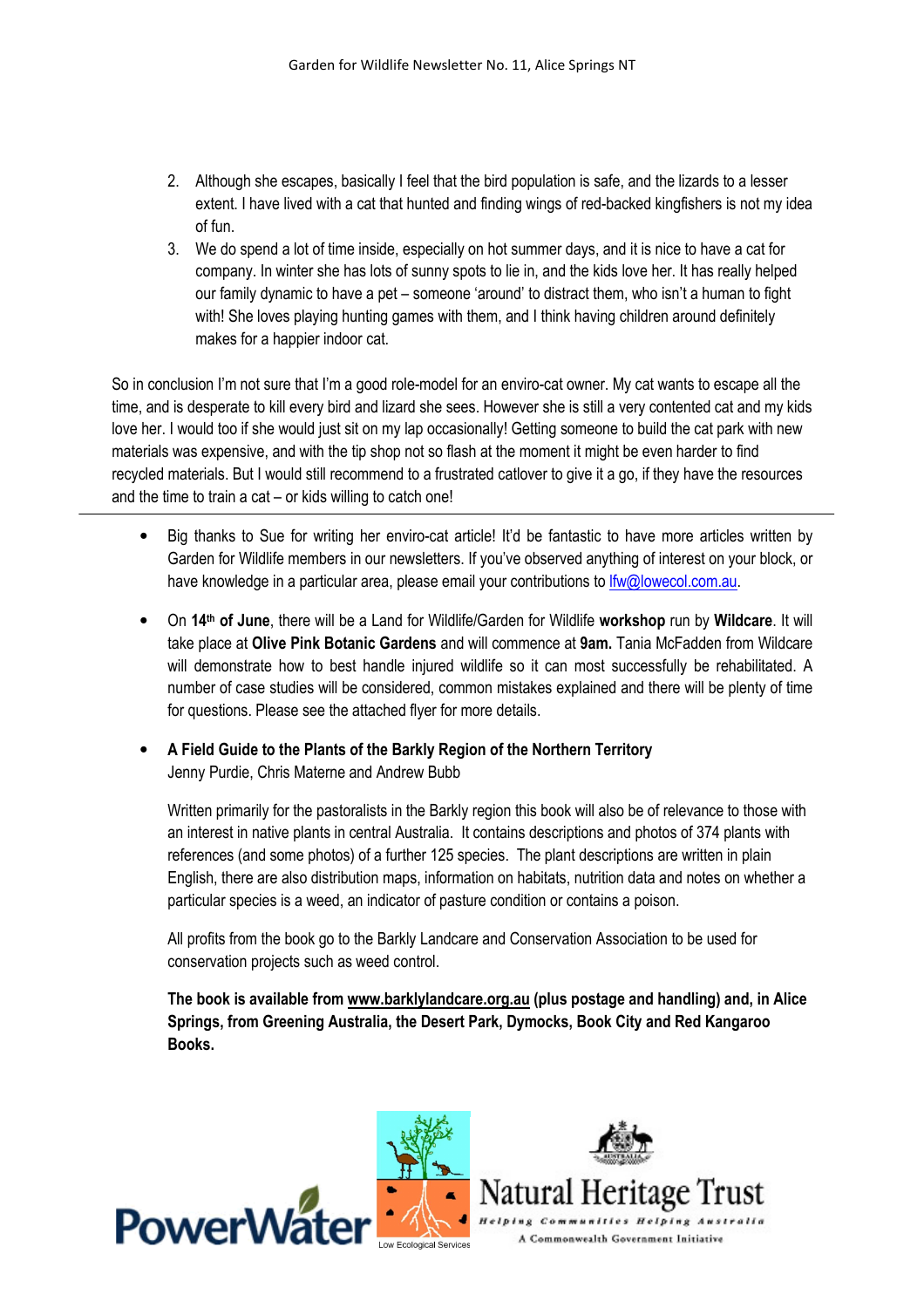2. Although she escapes, basically I feel that the bird population is safe, and the lizards to a lesser extent. I have lived with a cat that hunted and finding wings of red-backed kingfishers is not my idea of fun.
3. We do spend a lot of time inside, especially on hot summer days, and it is nice to have a cat for company. In winter she has lots of sunny spots to lie in, and the kids love her. It has really helped our family dynamic to have a pet – someone 'around' to distract them, who isn't a human to fight with! She loves playing hunting games with them, and I think having children around definitely makes for a happier indoor cat.

So in conclusion I'm not sure that I'm a good role-model for an enviro-cat owner. My cat wants to escape all the time, and is desperate to kill every bird and lizard she sees. However she is still a very contented cat and my kids love her. I would too if she would just sit on my lap occasionally! Getting someone to build the cat park with new materials was expensive, and with the tip shop not so flash at the moment it might be even harder to find recycled materials. But I would still recommend to a frustrated catlover to give it a go, if they have the resources and the time to train a cat – or kids willing to catch one!

---

- Big thanks to Sue for writing her enviro-cat article! It'd be fantastic to have more articles written by Garden for Wildlife members in our newsletters. If you've observed anything of interest on your block, or have knowledge in a particular area, please email your contributions to lfw@lowecol.com.au.

- On **14th of June**, there will be a Land for Wildlife/Garden for Wildlife **workshop** run by **Wildcare**. It will take place at **Olive Pink Botanic Gardens** and will commence at **9am.** Tania McFadden from Wildcare will demonstrate how to best handle injured wildlife so it can most successfully be rehabilitated. A number of case studies will be considered, common mistakes explained and there will be plenty of time for questions. Please see the attached flyer for more details.

- **A Field Guide to the Plants of the Barkly Region of the Northern Territory**
  Jenny Purdie, Chris Materne and Andrew Bubb

  Written primarily for the pastoralists in the Barkly region this book will also be of relevance to those with an interest in native plants in central Australia. It contains descriptions and photos of 374 plants with references (and some photos) of a further 125 species. The plant descriptions are written in plain English, there are also distribution maps, information on habitats, nutrition data and notes on whether a particular species is a weed, an indicator of pasture condition or contains a poison.

  All profits from the book go to the Barkly Landcare and Conservation Association to be used for conservation projects such as weed control.

  **The book is available from www.barklylandcare.org.au (plus postage and handling) and, in Alice Springs, from Greening Australia, the Desert Park, Dymocks, Book City and Red Kangaroo Books.**

PowerWater

Low Ecological Services

Natural Heritage Trust
Helping Communities Helping Australia
A Commonwealth Government Initiative